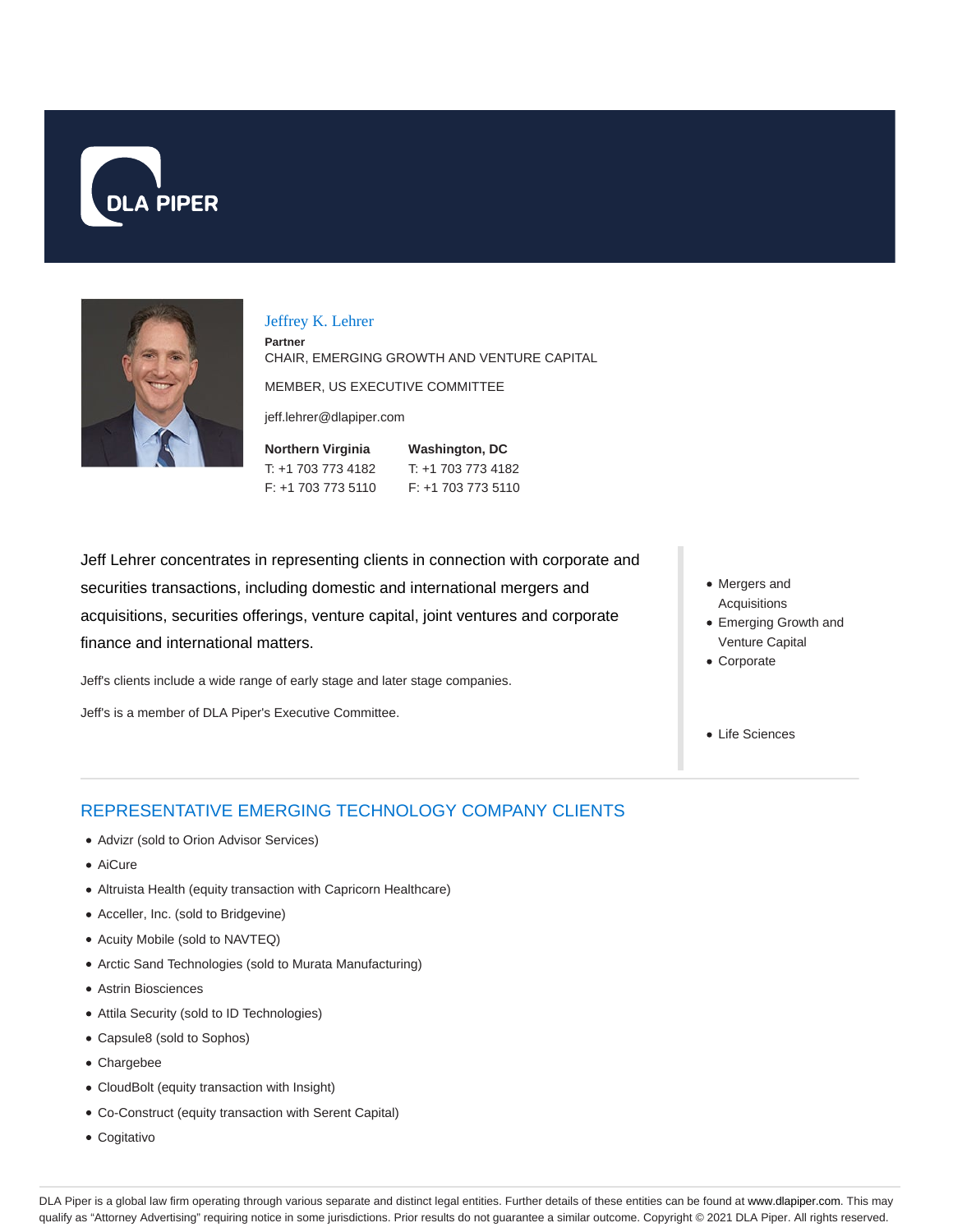# Jeffrey K. Lehrer

**Partner**

CHAIR, EMERGING GROWTH AND VENTURE CAPITAL

MEMBER, US EXECUTIVE COMMITTEE

jeff.lehrer@dlapiper.com

**Northern Virginia**
T: +1 703 773 4182
F: +1 703 773 5110

**Washington, DC**
T: +1 703 773 4182
F: +1 703 773 5110

Jeff Lehrer concentrates in representing clients in connection with corporate and securities transactions, including domestic and international mergers and acquisitions, securities offerings, venture capital, joint ventures and corporate finance and international matters.

Jeff's clients include a wide range of early stage and later stage companies.

Jeff's is a member of DLA Piper's Executive Committee.

- Mergers and Acquisitions
- Emerging Growth and Venture Capital
- Corporate

- Life Sciences

## REPRESENTATIVE EMERGING TECHNOLOGY COMPANY CLIENTS

- Advizr (sold to Orion Advisor Services)
- AiCure
- Altruista Health (equity transaction with Capricorn Healthcare)
- Acceller, Inc. (sold to Bridgevine)
- Acuity Mobile (sold to NAVTEQ)
- Arctic Sand Technologies (sold to Murata Manufacturing)
- Astrin Biosciences
- Attila Security (sold to ID Technologies)
- Capsule8 (sold to Sophos)
- Chargebee
- CloudBolt (equity transaction with Insight)
- Co-Construct (equity transaction with Serent Capital)
- Cogitativo

DLA Piper is a global law firm operating through various separate and distinct legal entities. Further details of these entities can be found at www.dlapiper.com. This may qualify as "Attorney Advertising" requiring notice in some jurisdictions. Prior results do not guarantee a similar outcome. Copyright © 2021 DLA Piper. All rights reserved.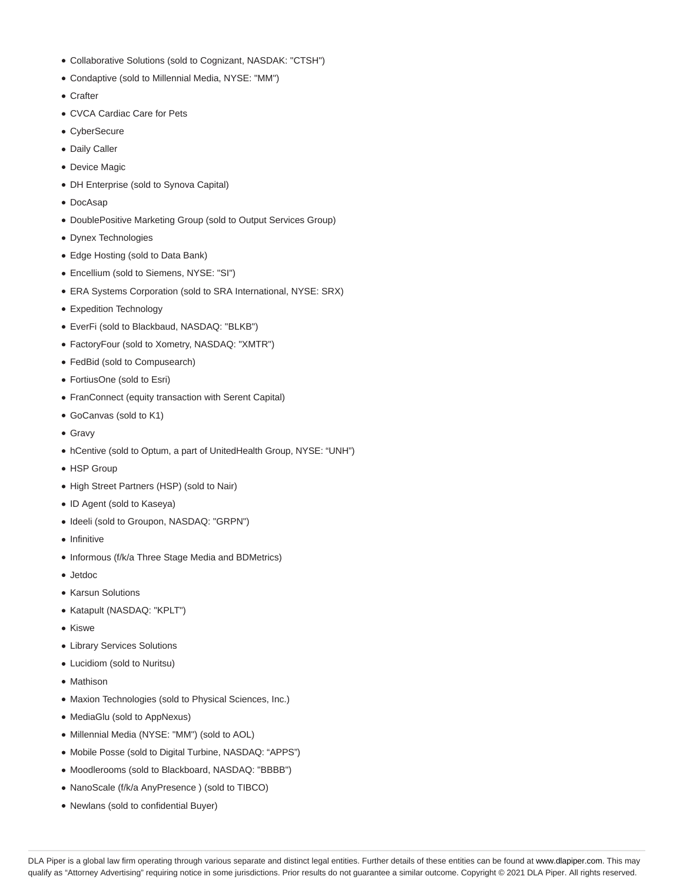- Collaborative Solutions (sold to Cognizant, NASDAK: "CTSH")
- Condaptive (sold to Millennial Media, NYSE: "MM")
- Crafter
- CVCA Cardiac Care for Pets
- CyberSecure
- Daily Caller
- Device Magic
- DH Enterprise (sold to Synova Capital)
- DocAsap
- DoublePositive Marketing Group (sold to Output Services Group)
- Dynex Technologies
- Edge Hosting (sold to Data Bank)
- Encellium (sold to Siemens, NYSE: "SI")
- ERA Systems Corporation (sold to SRA International, NYSE: SRX)
- Expedition Technology
- EverFi (sold to Blackbaud, NASDAQ: "BLKB")
- FactoryFour (sold to Xometry, NASDAQ: "XMTR")
- FedBid (sold to Compusearch)
- FortiusOne (sold to Esri)
- FranConnect (equity transaction with Serent Capital)
- GoCanvas (sold to K1)
- Gravy
- hCentive (sold to Optum, a part of UnitedHealth Group, NYSE: “UNH”)
- HSP Group
- High Street Partners (HSP) (sold to Nair)
- ID Agent (sold to Kaseya)
- Ideeli (sold to Groupon, NASDAQ: "GRPN")
- Infinitive
- Informous (f/k/a Three Stage Media and BDMetrics)
- Jetdoc
- Karsun Solutions
- Katapult (NASDAQ: "KPLT")
- Kiswe
- Library Services Solutions
- Lucidiom (sold to Nuritsu)
- Mathison
- Maxion Technologies (sold to Physical Sciences, Inc.)
- MediaGlu (sold to AppNexus)
- Millennial Media (NYSE: "MM") (sold to AOL)
- Mobile Posse (sold to Digital Turbine, NASDAQ: “APPS”)
- Moodlerooms (sold to Blackboard, NASDAQ: "BBBB")
- NanoScale (f/k/a AnyPresence ) (sold to TIBCO)
- Newlans (sold to confidential Buyer)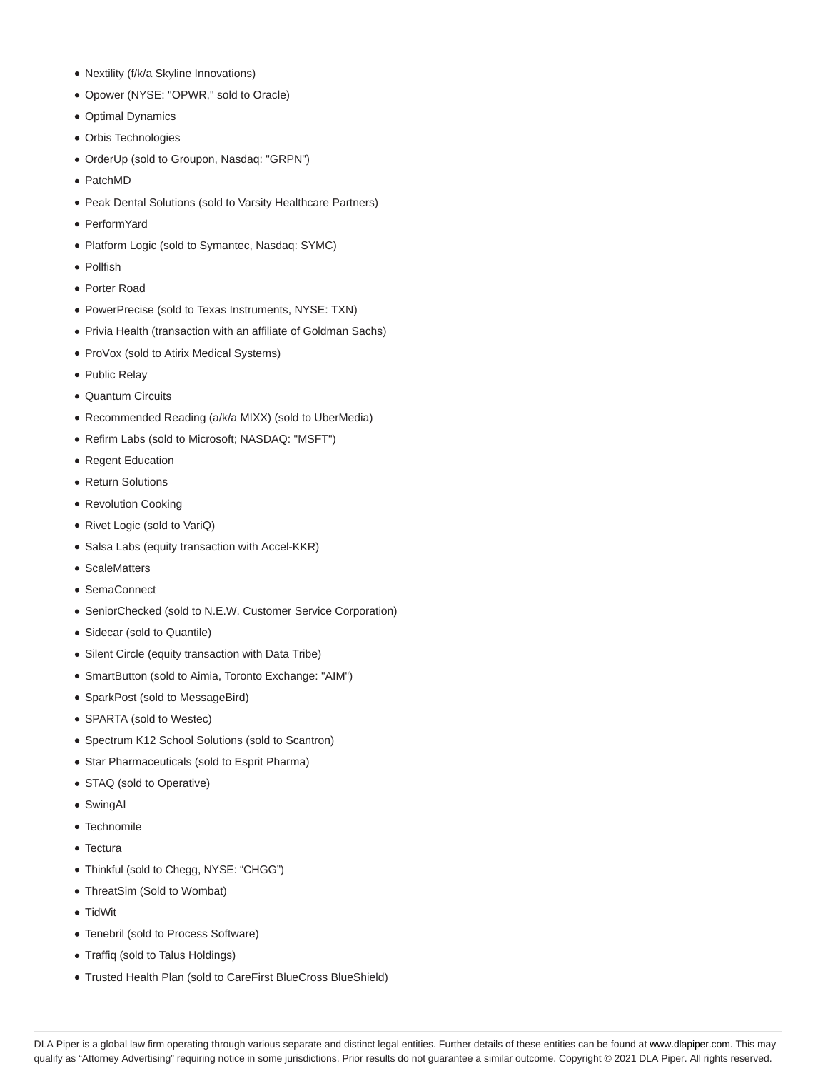- Nextility (f/k/a Skyline Innovations)
- Opower (NYSE: "OPWR," sold to Oracle)
- Optimal Dynamics
- Orbis Technologies
- OrderUp (sold to Groupon, Nasdaq: "GRPN")
- PatchMD
- Peak Dental Solutions (sold to Varsity Healthcare Partners)
- PerformYard
- Platform Logic (sold to Symantec, Nasdaq: SYMC)
- Pollfish
- Porter Road
- PowerPrecise (sold to Texas Instruments, NYSE: TXN)
- Privia Health (transaction with an affiliate of Goldman Sachs)
- ProVox (sold to Atirix Medical Systems)
- Public Relay
- Quantum Circuits
- Recommended Reading (a/k/a MIXX) (sold to UberMedia)
- Refirm Labs (sold to Microsoft; NASDAQ: "MSFT")
- Regent Education
- Return Solutions
- Revolution Cooking
- Rivet Logic (sold to VariQ)
- Salsa Labs (equity transaction with Accel-KKR)
- ScaleMatters
- SemaConnect
- SeniorChecked (sold to N.E.W. Customer Service Corporation)
- Sidecar (sold to Quantile)
- Silent Circle (equity transaction with Data Tribe)
- SmartButton (sold to Aimia, Toronto Exchange: "AIM")
- SparkPost (sold to MessageBird)
- SPARTA (sold to Westec)
- Spectrum K12 School Solutions (sold to Scantron)
- Star Pharmaceuticals (sold to Esprit Pharma)
- STAQ (sold to Operative)
- SwingAI
- Technomile
- Tectura
- Thinkful (sold to Chegg, NYSE: "CHGG")
- ThreatSim (Sold to Wombat)
- TidWit
- Tenebril (sold to Process Software)
- Traffiq (sold to Talus Holdings)
- Trusted Health Plan (sold to CareFirst BlueCross BlueShield)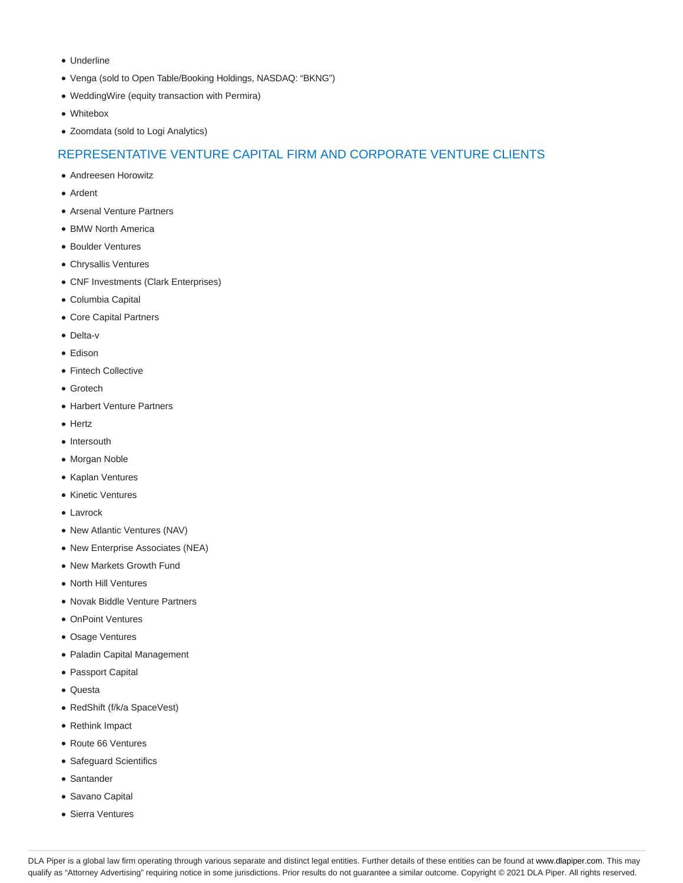- Underline
- Venga (sold to Open Table/Booking Holdings, NASDAQ: "BKNG")
- WeddingWire (equity transaction with Permira)
- Whitebox
- Zoomdata (sold to Logi Analytics)

## REPRESENTATIVE VENTURE CAPITAL FIRM AND CORPORATE VENTURE CLIENTS

- Andreesen Horowitz
- Ardent
- Arsenal Venture Partners
- BMW North America
- Boulder Ventures
- Chrysallis Ventures
- CNF Investments (Clark Enterprises)
- Columbia Capital
- Core Capital Partners
- Delta-v
- Edison
- Fintech Collective
- Grotech
- Harbert Venture Partners
- Hertz
- Intersouth
- Morgan Noble
- Kaplan Ventures
- Kinetic Ventures
- Lavrock
- New Atlantic Ventures (NAV)
- New Enterprise Associates (NEA)
- New Markets Growth Fund
- North Hill Ventures
- Novak Biddle Venture Partners
- OnPoint Ventures
- Osage Ventures
- Paladin Capital Management
- Passport Capital
- Questa
- RedShift (f/k/a SpaceVest)
- Rethink Impact
- Route 66 Ventures
- Safeguard Scientifics
- Santander
- Savano Capital
- Sierra Ventures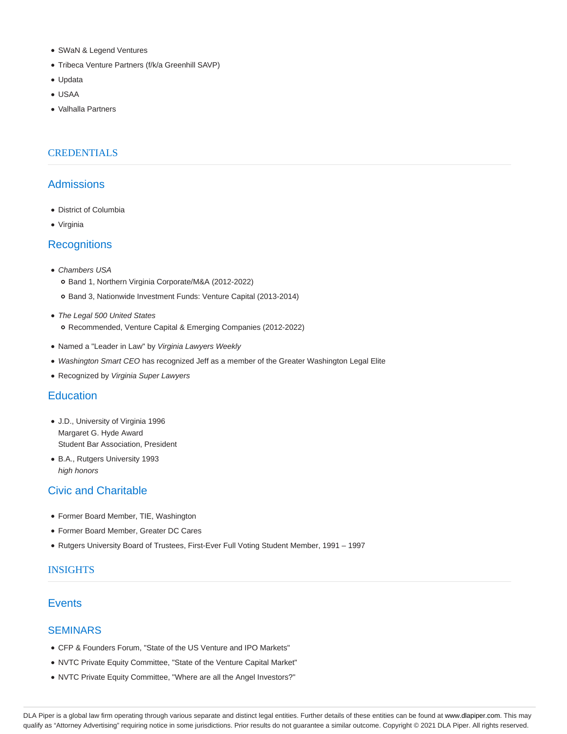- SWaN & Legend Ventures
- Tribeca Venture Partners (f/k/a Greenhill SAVP)
- Updata
- USAA
- Valhalla Partners

## CREDENTIALS

### Admissions

- District of Columbia
- Virginia

### Recognitions

- *Chambers USA*
  - Band 1, Northern Virginia Corporate/M&A (2012-2022)
  - Band 3, Nationwide Investment Funds: Venture Capital (2013-2014)
- *The Legal 500 United States*
  - Recommended, Venture Capital & Emerging Companies (2012-2022)
- Named a "Leader in Law" by *Virginia Lawyers Weekly*
- *Washington Smart CEO* has recognized Jeff as a member of the Greater Washington Legal Elite
- Recognized by *Virginia Super Lawyers*

### Education

- J.D., University of Virginia 1996
  Margaret G. Hyde Award
  Student Bar Association, President
- B.A., Rutgers University 1993
  *high honors*

### Civic and Charitable

- Former Board Member, TIE, Washington
- Former Board Member, Greater DC Cares
- Rutgers University Board of Trustees, First-Ever Full Voting Student Member, 1991 – 1997

## INSIGHTS

### Events

### SEMINARS

- CFP & Founders Forum, "State of the US Venture and IPO Markets"
- NVTC Private Equity Committee, "State of the Venture Capital Market"
- NVTC Private Equity Committee, "Where are all the Angel Investors?"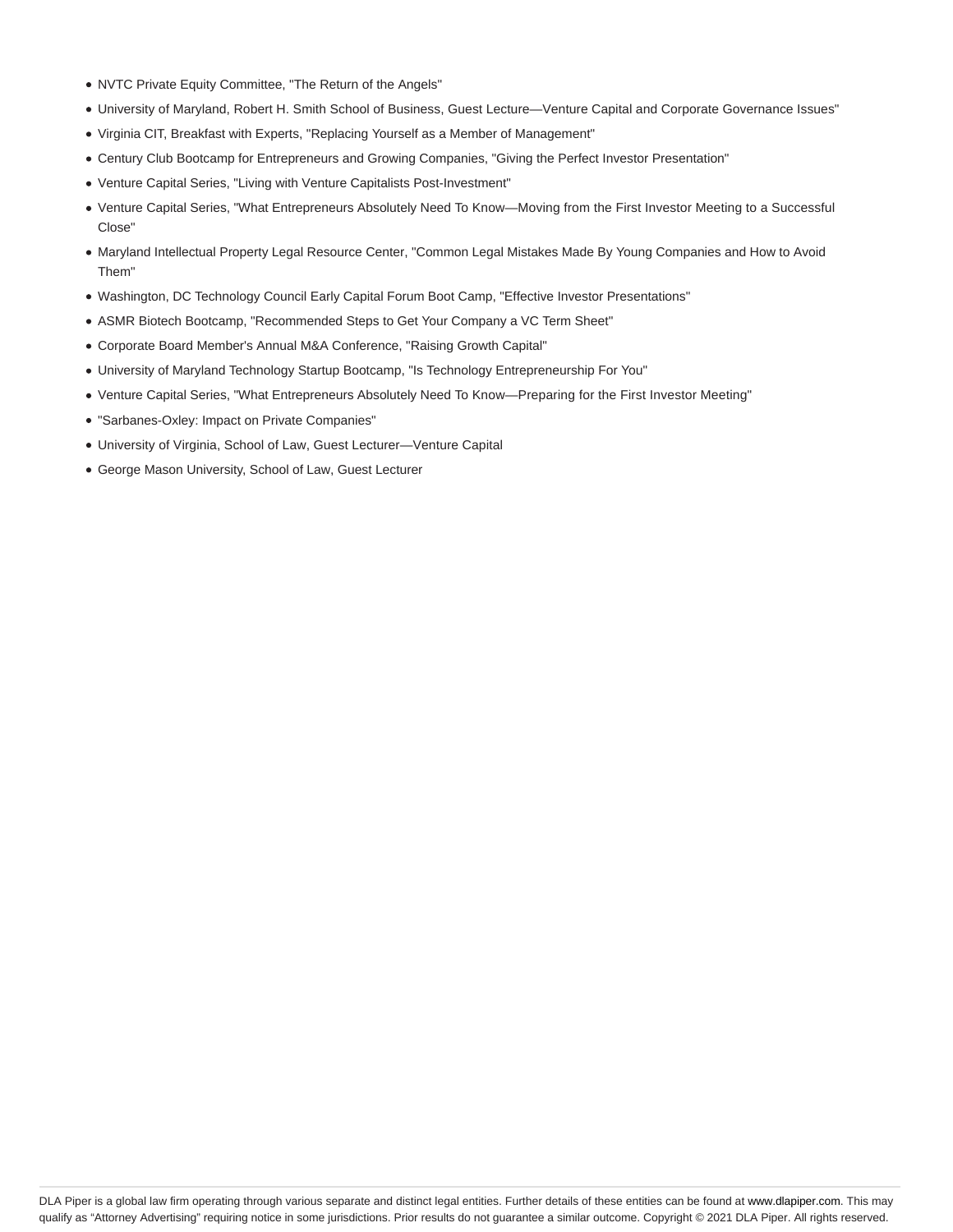- NVTC Private Equity Committee, "The Return of the Angels"
- University of Maryland, Robert H. Smith School of Business, Guest Lecture—Venture Capital and Corporate Governance Issues"
- Virginia CIT, Breakfast with Experts, "Replacing Yourself as a Member of Management"
- Century Club Bootcamp for Entrepreneurs and Growing Companies, "Giving the Perfect Investor Presentation"
- Venture Capital Series, "Living with Venture Capitalists Post-Investment"
- Venture Capital Series, "What Entrepreneurs Absolutely Need To Know—Moving from the First Investor Meeting to a Successful Close"
- Maryland Intellectual Property Legal Resource Center, "Common Legal Mistakes Made By Young Companies and How to Avoid Them"
- Washington, DC Technology Council Early Capital Forum Boot Camp, "Effective Investor Presentations"
- ASMR Biotech Bootcamp, "Recommended Steps to Get Your Company a VC Term Sheet"
- Corporate Board Member's Annual M&A Conference, "Raising Growth Capital"
- University of Maryland Technology Startup Bootcamp, "Is Technology Entrepreneurship For You"
- Venture Capital Series, "What Entrepreneurs Absolutely Need To Know—Preparing for the First Investor Meeting"
- "Sarbanes-Oxley: Impact on Private Companies"
- University of Virginia, School of Law, Guest Lecturer—Venture Capital
- George Mason University, School of Law, Guest Lecturer